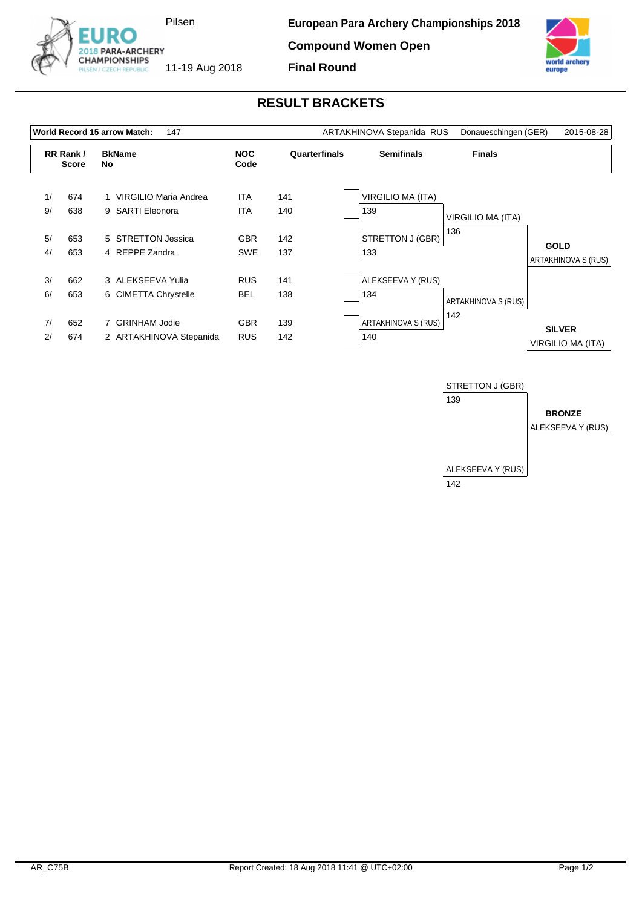**European Para Archery Championships 2018**

**Compound Women Open**

**Final Round**

Pilsen

11-19 Aug 2018

## RESULT BRACKETS

| World Record 15 arrow Match: | 147 | ARTAKHINOVA Stepanida RUS | Donaueschingen (GER) | 2015-08-28 |
|---|---|---|---|---|

| RR Rank / Score | | BkName No | | NOC Code | Quarterfinals |
|---|---|---|---|---|---|
| 1/ | 674 | 1 | VIRGILIO Maria Andrea | ITA | 141 |
| 9/ | 638 | 9 | SARTI Eleonora | ITA | 140 |
| 5/ | 653 | 5 | STRETTON Jessica | GBR | 142 |
| 4/ | 653 | 4 | REPPE Zandra | SWE | 137 |
| 3/ | 662 | 3 | ALEKSEEVA Yulia | RUS | 141 |
| 6/ | 653 | 6 | CIMETTA Chrystelle | BEL | 138 |
| 7/ | 652 | 7 | GRINHAM Jodie | GBR | 139 |
| 2/ | 674 | 2 | ARTAKHINOVA Stepanida | RUS | 142 |

**Semifinals**

| Athlete | Score |
|---|---|
| VIRGILIO MA (ITA) | 139 |
| STRETTON J (GBR) | 133 |
| ALEKSEEVA Y (RUS) | 134 |
| ARTAKHINOVA S (RUS) | 140 |

**Finals**

| Athlete | Score |
|---|---|
| VIRGILIO MA (ITA) | 136 |
| ARTAKHINOVA S (RUS) | 142 |

**GOLD**
ARTAKHINOVA S (RUS)

**SILVER**
VIRGILIO MA (ITA)

**Bronze Match**

| Athlete | Score |
|---|---|
| STRETTON J (GBR) | 139 |
| ALEKSEEVA Y (RUS) | 142 |

**BRONZE**
ALEKSEEVA Y (RUS)

AR_C75B

Report Created: 18 Aug 2018 11:41 @ UTC+02:00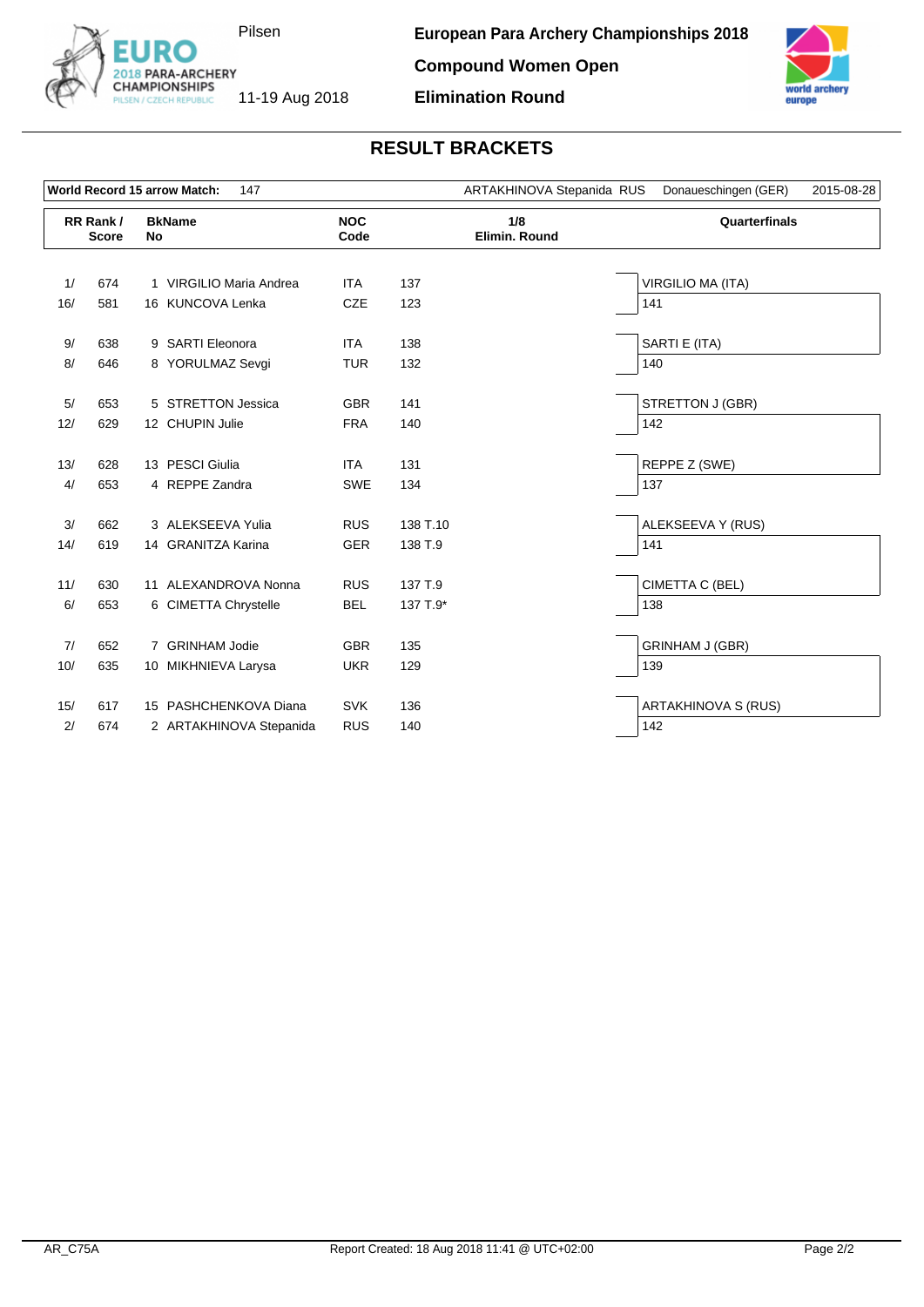European Para Archery Championships 2018

Compound Women Open

Elimination Round

Pilsen

11-19 Aug 2018

## RESULT BRACKETS

| World Record 15 arrow Match: | 147 | ARTAKHINOVA Stepanida RUS | Donaueschingen (GER) | 2015-08-28 |
|---|---|---|---|---|

| RR Rank / | Score | BkName No | | NOC Code | 1/8 Elimin. Round | Quarterfinals |
|---|---|---|---|---|---|---|
| 1/ | 674 | 1 | VIRGILIO Maria Andrea | ITA | 137 | VIRGILIO MA (ITA) |
| 16/ | 581 | 16 | KUNCOVA Lenka | CZE | 123 | 141 |
| 9/ | 638 | 9 | SARTI Eleonora | ITA | 138 | SARTI E (ITA) |
| 8/ | 646 | 8 | YORULMAZ Sevgi | TUR | 132 | 140 |
| 5/ | 653 | 5 | STRETTON Jessica | GBR | 141 | STRETTON J (GBR) |
| 12/ | 629 | 12 | CHUPIN Julie | FRA | 140 | 142 |
| 13/ | 628 | 13 | PESCI Giulia | ITA | 131 | REPPE Z (SWE) |
| 4/ | 653 | 4 | REPPE Zandra | SWE | 134 | 137 |
| 3/ | 662 | 3 | ALEKSEEVA Yulia | RUS | 138 T.10 | ALEKSEEVA Y (RUS) |
| 14/ | 619 | 14 | GRANITZA Karina | GER | 138 T.9 | 141 |
| 11/ | 630 | 11 | ALEXANDROVA Nonna | RUS | 137 T.9 | CIMETTA C (BEL) |
| 6/ | 653 | 6 | CIMETTA Chrystelle | BEL | 137 T.9* | 138 |
| 7/ | 652 | 7 | GRINHAM Jodie | GBR | 135 | GRINHAM J (GBR) |
| 10/ | 635 | 10 | MIKHNIEVA Larysa | UKR | 129 | 139 |
| 15/ | 617 | 15 | PASHCHENKOVA Diana | SVK | 136 | ARTAKHINOVA S (RUS) |
| 2/ | 674 | 2 | ARTAKHINOVA Stepanida | RUS | 140 | 142 |

AR_C75A

Report Created: 18 Aug 2018 11:41 @ UTC+02:00